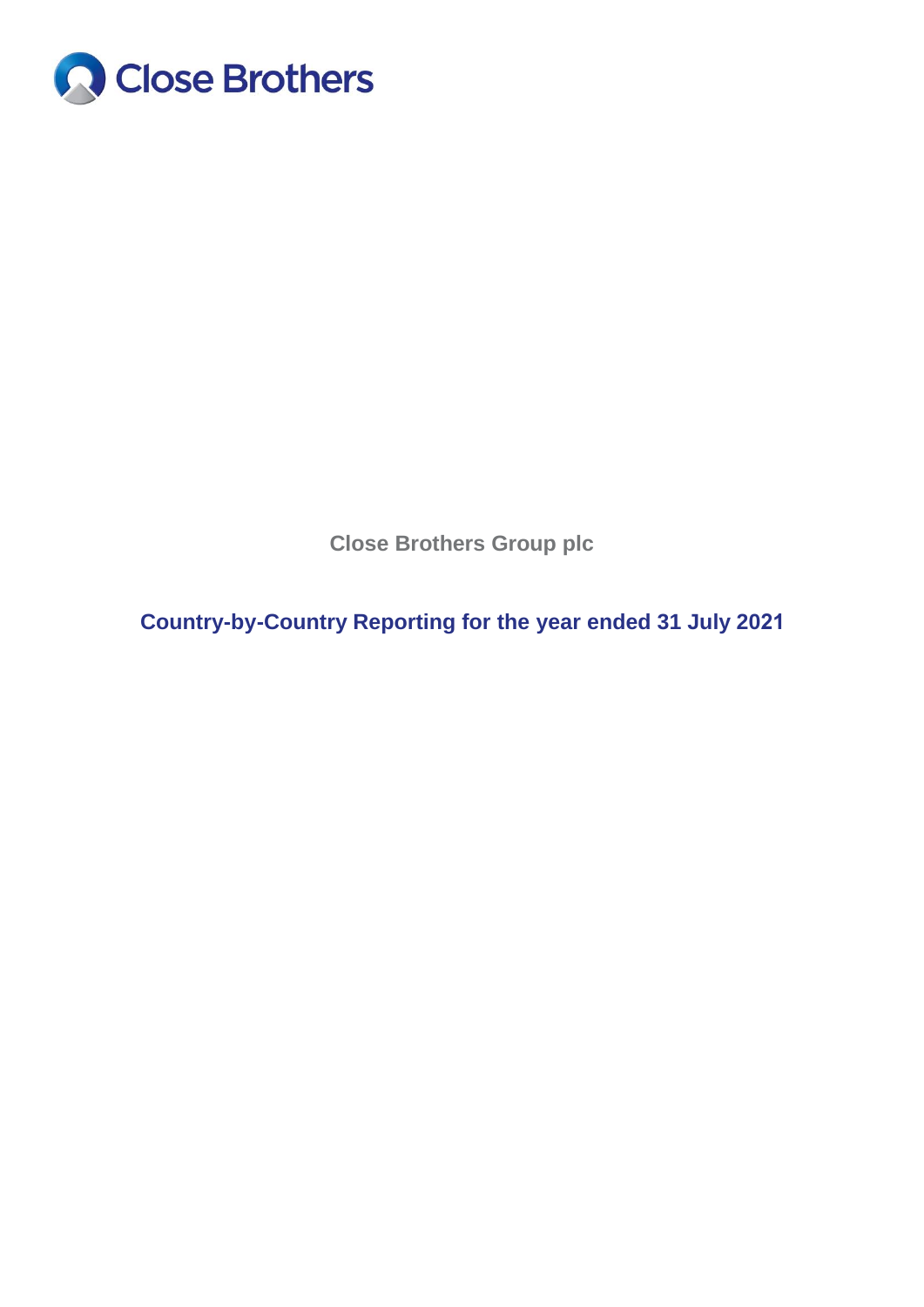Close Brothers

Close Brothers Group plc

# Country-by-Country Reporting for the year ended 31 July 2021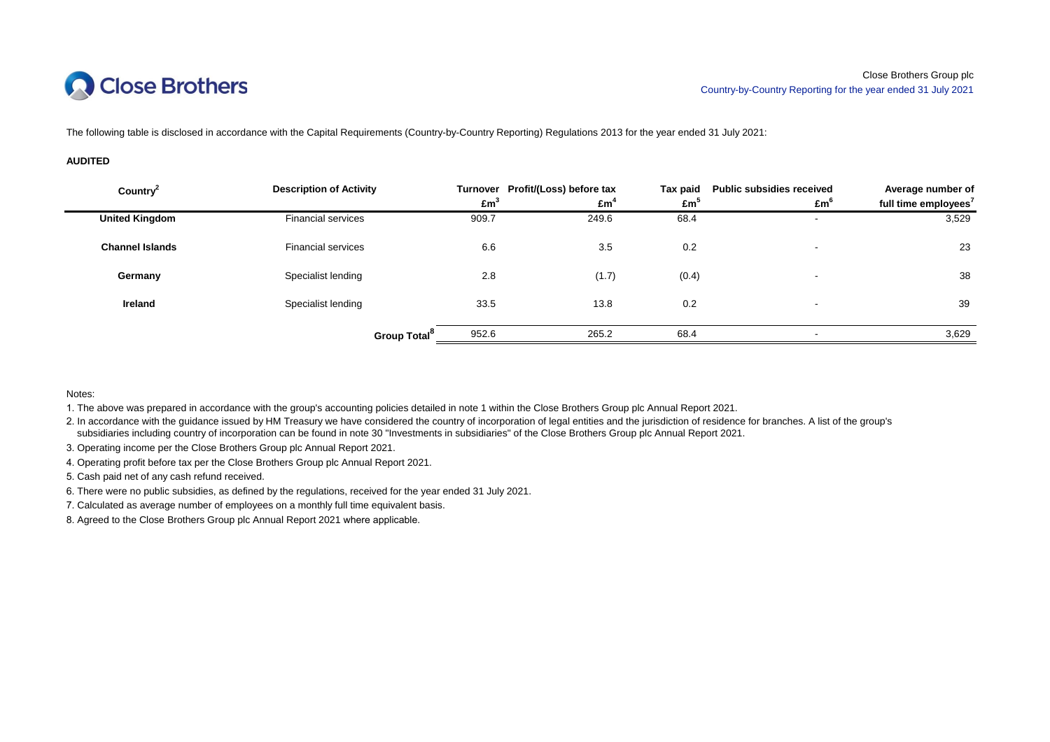Close Brothers Group plc
Country-by-Country Reporting for the year ended 31 July 2021

The following table is disclosed in accordance with the Capital Requirements (Country-by-Country Reporting) Regulations 2013 for the year ended 31 July 2021:

**AUDITED**

| Country[2] | Description of Activity | Turnover £m[3] | Profit/(Loss) before tax £m[4] | Tax paid £m[5] | Public subsidies received £m[6] | Average number of full time employees[7] |
|---|---|---|---|---|---|---|
| **United Kingdom** | Financial services | 909.7 | 249.6 | 68.4 | - | 3,529 |
| **Channel Islands** | Financial services | 6.6 | 3.5 | 0.2 | - | 23 |
| **Germany** | Specialist lending | 2.8 | (1.7) | (0.4) | - | 38 |
| **Ireland** | Specialist lending | 33.5 | 13.8 | 0.2 | - | 39 |
| | **Group Total[8]** | 952.6 | 265.2 | 68.4 | - | 3,629 |

Notes:

1. The above was prepared in accordance with the group's accounting policies detailed in note 1 within the Close Brothers Group plc Annual Report 2021.
2. In accordance with the guidance issued by HM Treasury we have considered the country of incorporation of legal entities and the jurisdiction of residence for branches. A list of the group's subsidiaries including country of incorporation can be found in note 30 "Investments in subsidiaries" of the Close Brothers Group plc Annual Report 2021.
3. Operating income per the Close Brothers Group plc Annual Report 2021.
4. Operating profit before tax per the Close Brothers Group plc Annual Report 2021.
5. Cash paid net of any cash refund received.
6. There were no public subsidies, as defined by the regulations, received for the year ended 31 July 2021.
7. Calculated as average number of employees on a monthly full time equivalent basis.
8. Agreed to the Close Brothers Group plc Annual Report 2021 where applicable.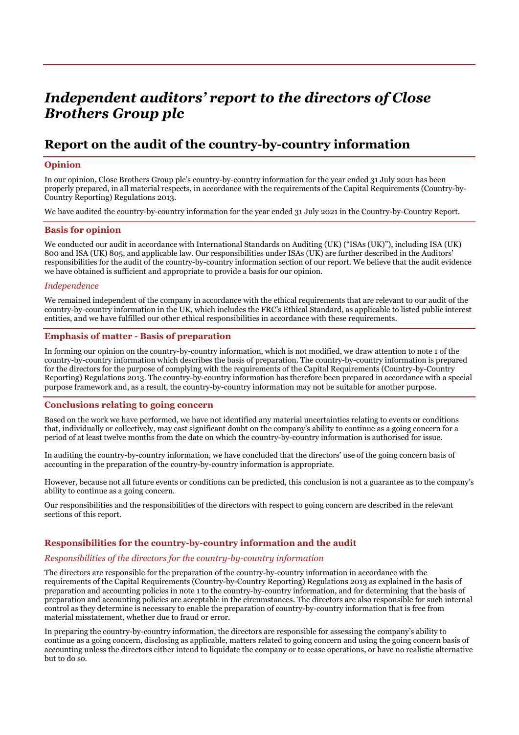# *Independent auditors' report to the directors of Close Brothers Group plc*

## Report on the audit of the country-by-country information

### Opinion

In our opinion, Close Brothers Group plc's country-by-country information for the year ended 31 July 2021 has been properly prepared, in all material respects, in accordance with the requirements of the Capital Requirements (Country-by-Country Reporting) Regulations 2013.

We have audited the country-by-country information for the year ended 31 July 2021 in the Country-by-Country Report.

### Basis for opinion

We conducted our audit in accordance with International Standards on Auditing (UK) ("ISAs (UK)"), including ISA (UK) 800 and ISA (UK) 805, and applicable law. Our responsibilities under ISAs (UK) are further described in the Auditors' responsibilities for the audit of the country-by-country information section of our report. We believe that the audit evidence we have obtained is sufficient and appropriate to provide a basis for our opinion.

#### *Independence*

We remained independent of the company in accordance with the ethical requirements that are relevant to our audit of the country-by-country information in the UK, which includes the FRC's Ethical Standard, as applicable to listed public interest entities, and we have fulfilled our other ethical responsibilities in accordance with these requirements.

### Emphasis of matter - Basis of preparation

In forming our opinion on the country-by-country information, which is not modified, we draw attention to note 1 of the country-by-country information which describes the basis of preparation. The country-by-country information is prepared for the directors for the purpose of complying with the requirements of the Capital Requirements (Country-by-Country Reporting) Regulations 2013. The country-by-country information has therefore been prepared in accordance with a special purpose framework and, as a result, the country-by-country information may not be suitable for another purpose.

### Conclusions relating to going concern

Based on the work we have performed, we have not identified any material uncertainties relating to events or conditions that, individually or collectively, may cast significant doubt on the company's ability to continue as a going concern for a period of at least twelve months from the date on which the country-by-country information is authorised for issue.

In auditing the country-by-country information, we have concluded that the directors' use of the going concern basis of accounting in the preparation of the country-by-country information is appropriate.

However, because not all future events or conditions can be predicted, this conclusion is not a guarantee as to the company's ability to continue as a going concern.

Our responsibilities and the responsibilities of the directors with respect to going concern are described in the relevant sections of this report.

### Responsibilities for the country-by-country information and the audit

#### *Responsibilities of the directors for the country-by-country information*

The directors are responsible for the preparation of the country-by-country information in accordance with the requirements of the Capital Requirements (Country-by-Country Reporting) Regulations 2013 as explained in the basis of preparation and accounting policies in note 1 to the country-by-country information, and for determining that the basis of preparation and accounting policies are acceptable in the circumstances. The directors are also responsible for such internal control as they determine is necessary to enable the preparation of country-by-country information that is free from material misstatement, whether due to fraud or error.

In preparing the country-by-country information, the directors are responsible for assessing the company's ability to continue as a going concern, disclosing as applicable, matters related to going concern and using the going concern basis of accounting unless the directors either intend to liquidate the company or to cease operations, or have no realistic alternative but to do so.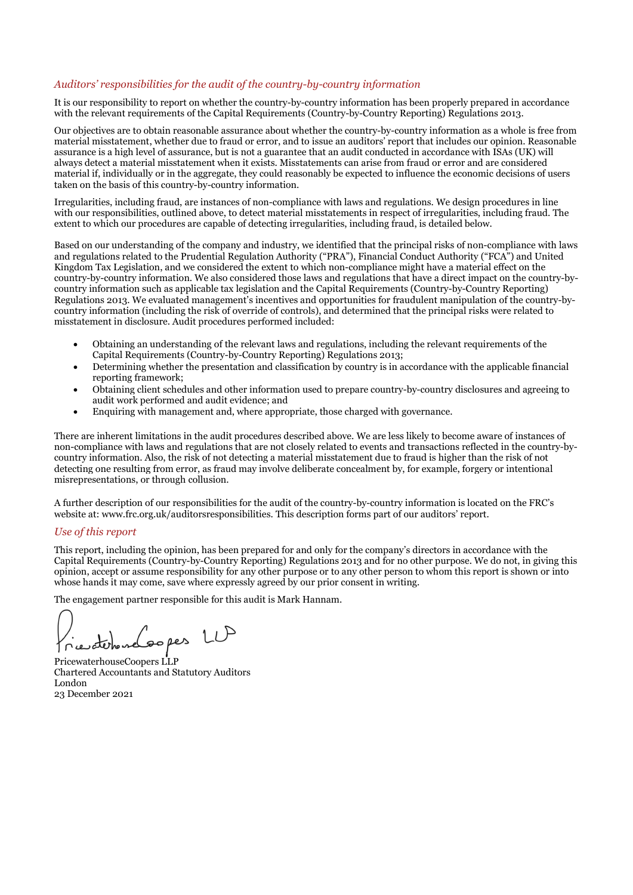### *Auditors' responsibilities for the audit of the country-by-country information*

It is our responsibility to report on whether the country-by-country information has been properly prepared in accordance with the relevant requirements of the Capital Requirements (Country-by-Country Reporting) Regulations 2013.

Our objectives are to obtain reasonable assurance about whether the country-by-country information as a whole is free from material misstatement, whether due to fraud or error, and to issue an auditors' report that includes our opinion. Reasonable assurance is a high level of assurance, but is not a guarantee that an audit conducted in accordance with ISAs (UK) will always detect a material misstatement when it exists. Misstatements can arise from fraud or error and are considered material if, individually or in the aggregate, they could reasonably be expected to influence the economic decisions of users taken on the basis of this country-by-country information.

Irregularities, including fraud, are instances of non-compliance with laws and regulations. We design procedures in line with our responsibilities, outlined above, to detect material misstatements in respect of irregularities, including fraud. The extent to which our procedures are capable of detecting irregularities, including fraud, is detailed below.

Based on our understanding of the company and industry, we identified that the principal risks of non-compliance with laws and regulations related to the Prudential Regulation Authority ("PRA"), Financial Conduct Authority ("FCA") and United Kingdom Tax Legislation, and we considered the extent to which non-compliance might have a material effect on the country-by-country information. We also considered those laws and regulations that have a direct impact on the country-by-country information such as applicable tax legislation and the Capital Requirements (Country-by-Country Reporting) Regulations 2013. We evaluated management's incentives and opportunities for fraudulent manipulation of the country-by-country information (including the risk of override of controls), and determined that the principal risks were related to misstatement in disclosure. Audit procedures performed included:

- Obtaining an understanding of the relevant laws and regulations, including the relevant requirements of the Capital Requirements (Country-by-Country Reporting) Regulations 2013;
- Determining whether the presentation and classification by country is in accordance with the applicable financial reporting framework;
- Obtaining client schedules and other information used to prepare country-by-country disclosures and agreeing to audit work performed and audit evidence; and
- Enquiring with management and, where appropriate, those charged with governance.

There are inherent limitations in the audit procedures described above. We are less likely to become aware of instances of non-compliance with laws and regulations that are not closely related to events and transactions reflected in the country-by-country information. Also, the risk of not detecting a material misstatement due to fraud is higher than the risk of not detecting one resulting from error, as fraud may involve deliberate concealment by, for example, forgery or intentional misrepresentations, or through collusion.

A further description of our responsibilities for the audit of the country-by-country information is located on the FRC's website at: www.frc.org.uk/auditorsresponsibilities. This description forms part of our auditors' report.

### *Use of this report*

This report, including the opinion, has been prepared for and only for the company's directors in accordance with the Capital Requirements (Country-by-Country Reporting) Regulations 2013 and for no other purpose. We do not, in giving this opinion, accept or assume responsibility for any other purpose or to any other person to whom this report is shown or into whose hands it may come, save where expressly agreed by our prior consent in writing.

The engagement partner responsible for this audit is Mark Hannam.

PricewaterhouseCoopers LLP
Chartered Accountants and Statutory Auditors
London
23 December 2021